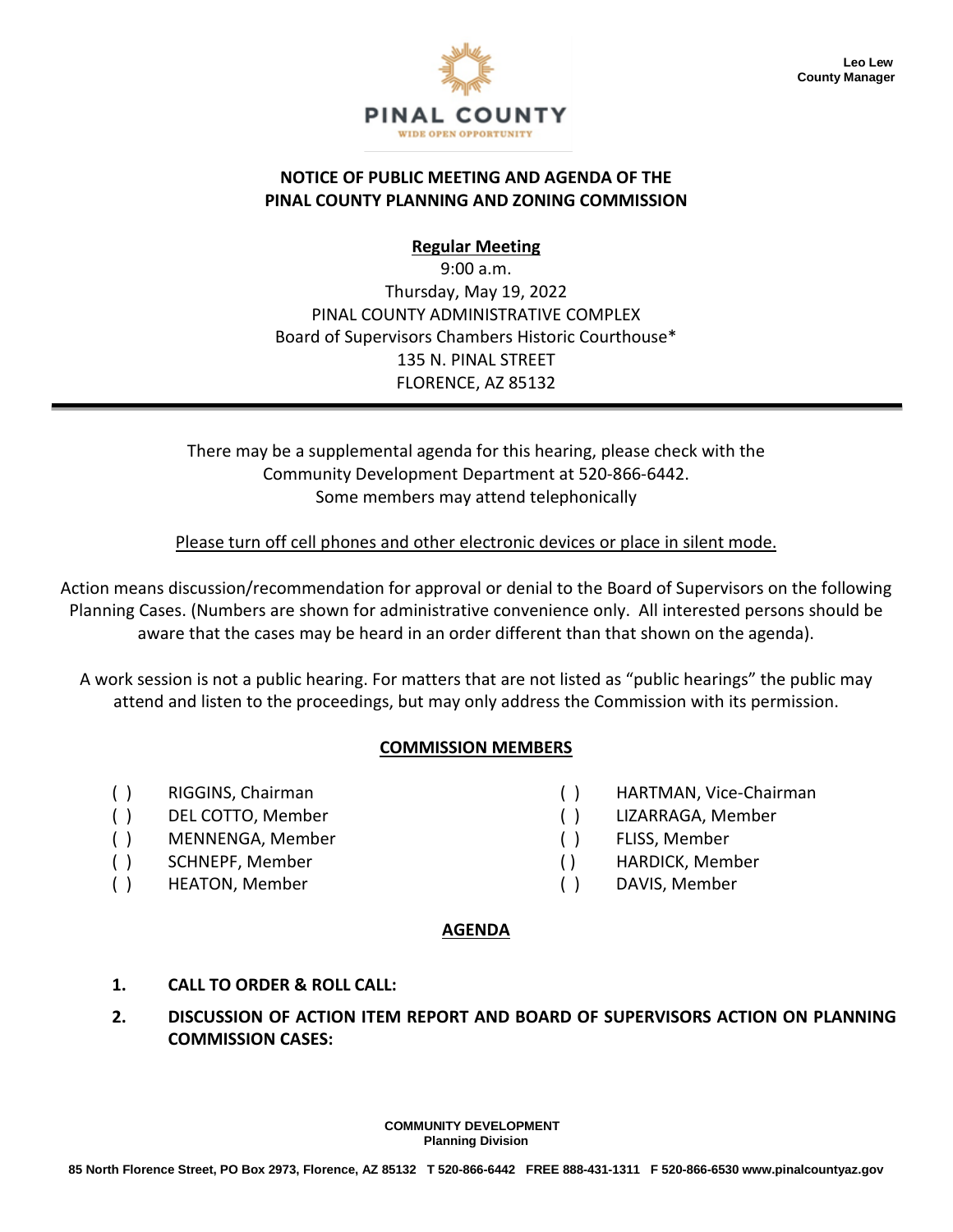Leo Lew
County Manager

PINAL COUNTY
WIDE OPEN OPPORTUNITY

# NOTICE OF PUBLIC MEETING AND AGENDA OF THE PINAL COUNTY PLANNING AND ZONING COMMISSION

**Regular Meeting**

9:00 a.m.
Thursday, May 19, 2022
PINAL COUNTY ADMINISTRATIVE COMPLEX
Board of Supervisors Chambers Historic Courthouse*
135 N. PINAL STREET
FLORENCE, AZ 85132

---

There may be a supplemental agenda for this hearing, please check with the Community Development Department at 520-866-6442.
Some members may attend telephonically

Please turn off cell phones and other electronic devices or place in silent mode.

Action means discussion/recommendation for approval or denial to the Board of Supervisors on the following Planning Cases. (Numbers are shown for administrative convenience only. All interested persons should be aware that the cases may be heard in an order different than that shown on the agenda).

A work session is not a public hearing. For matters that are not listed as "public hearings" the public may attend and listen to the proceedings, but may only address the Commission with its permission.

## COMMISSION MEMBERS

( ) RIGGINS, Chairman
( ) DEL COTTO, Member
( ) MENNENGA, Member
( ) SCHNEPF, Member
( ) HEATON, Member
( ) HARTMAN, Vice-Chairman
( ) LIZARRAGA, Member
( ) FLISS, Member
( ) HARDICK, Member
( ) DAVIS, Member

## AGENDA

1. **CALL TO ORDER & ROLL CALL:**
2. **DISCUSSION OF ACTION ITEM REPORT AND BOARD OF SUPERVISORS ACTION ON PLANNING COMMISSION CASES:**

**COMMUNITY DEVELOPMENT**
**Planning Division**

**85 North Florence Street, PO Box 2973, Florence, AZ 85132 T 520-866-6442 FREE 888-431-1311 F 520-866-6530 www.pinalcountyaz.gov**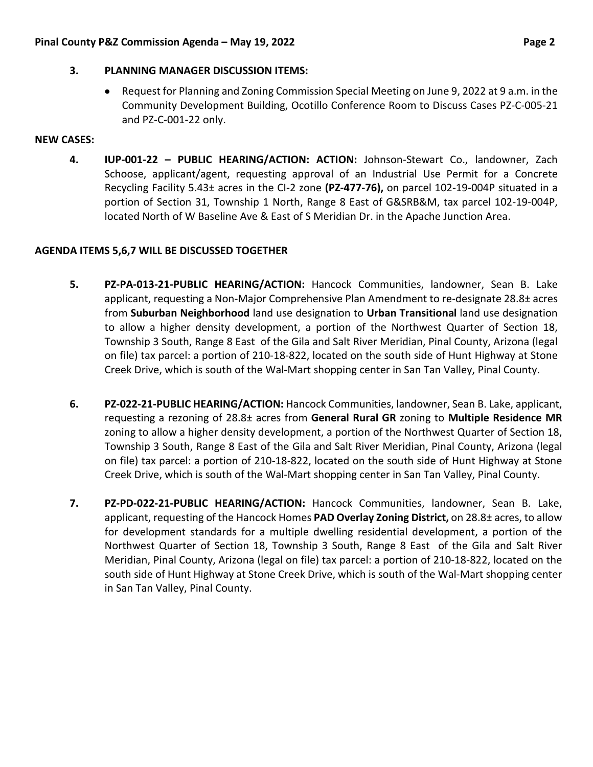**3. PLANNING MANAGER DISCUSSION ITEMS:**

- Request for Planning and Zoning Commission Special Meeting on June 9, 2022 at 9 a.m. in the Community Development Building, Ocotillo Conference Room to Discuss Cases PZ-C-005-21 and PZ-C-001-22 only.

**NEW CASES:**

**4. IUP-001-22 – PUBLIC HEARING/ACTION: ACTION:** Johnson-Stewart Co., landowner, Zach Schoose, applicant/agent, requesting approval of an Industrial Use Permit for a Concrete Recycling Facility 5.43± acres in the CI-2 zone **(PZ-477-76),** on parcel 102-19-004P situated in a portion of Section 31, Township 1 North, Range 8 East of G&SRB&M, tax parcel 102-19-004P, located North of W Baseline Ave & East of S Meridian Dr. in the Apache Junction Area.

**AGENDA ITEMS 5,6,7 WILL BE DISCUSSED TOGETHER**

**5. PZ-PA-013-21-PUBLIC HEARING/ACTION:** Hancock Communities, landowner, Sean B. Lake applicant, requesting a Non-Major Comprehensive Plan Amendment to re-designate 28.8± acres from **Suburban Neighborhood** land use designation to **Urban Transitional** land use designation to allow a higher density development, a portion of the Northwest Quarter of Section 18, Township 3 South, Range 8 East of the Gila and Salt River Meridian, Pinal County, Arizona (legal on file) tax parcel: a portion of 210-18-822, located on the south side of Hunt Highway at Stone Creek Drive, which is south of the Wal-Mart shopping center in San Tan Valley, Pinal County.

**6. PZ-022-21-PUBLIC HEARING/ACTION:** Hancock Communities, landowner, Sean B. Lake, applicant, requesting a rezoning of 28.8± acres from **General Rural GR** zoning to **Multiple Residence MR** zoning to allow a higher density development, a portion of the Northwest Quarter of Section 18, Township 3 South, Range 8 East of the Gila and Salt River Meridian, Pinal County, Arizona (legal on file) tax parcel: a portion of 210-18-822, located on the south side of Hunt Highway at Stone Creek Drive, which is south of the Wal-Mart shopping center in San Tan Valley, Pinal County.

**7. PZ-PD-022-21-PUBLIC HEARING/ACTION:** Hancock Communities, landowner, Sean B. Lake, applicant, requesting of the Hancock Homes **PAD Overlay Zoning District,** on 28.8± acres, to allow for development standards for a multiple dwelling residential development, a portion of the Northwest Quarter of Section 18, Township 3 South, Range 8 East of the Gila and Salt River Meridian, Pinal County, Arizona (legal on file) tax parcel: a portion of 210-18-822, located on the south side of Hunt Highway at Stone Creek Drive, which is south of the Wal-Mart shopping center in San Tan Valley, Pinal County.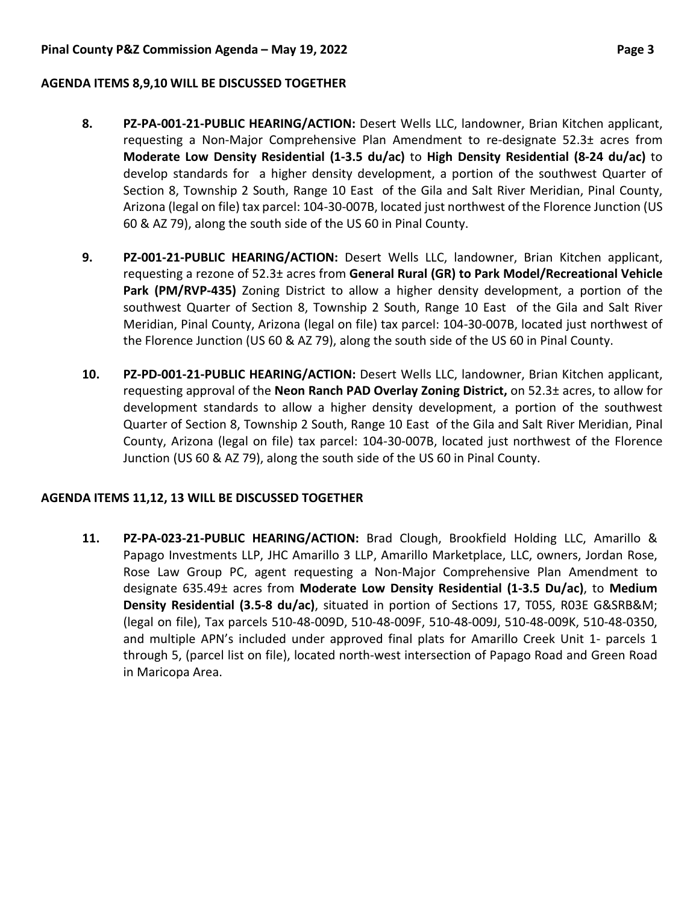**AGENDA ITEMS 8,9,10 WILL BE DISCUSSED TOGETHER**

8. **PZ-PA-001-21-PUBLIC HEARING/ACTION:** Desert Wells LLC, landowner, Brian Kitchen applicant, requesting a Non-Major Comprehensive Plan Amendment to re-designate 52.3± acres from **Moderate Low Density Residential (1-3.5 du/ac)** to **High Density Residential (8-24 du/ac)** to develop standards for a higher density development, a portion of the southwest Quarter of Section 8, Township 2 South, Range 10 East of the Gila and Salt River Meridian, Pinal County, Arizona (legal on file) tax parcel: 104-30-007B, located just northwest of the Florence Junction (US 60 & AZ 79), along the south side of the US 60 in Pinal County.

9. **PZ-001-21-PUBLIC HEARING/ACTION:** Desert Wells LLC, landowner, Brian Kitchen applicant, requesting a rezone of 52.3± acres from **General Rural (GR) to Park Model/Recreational Vehicle Park (PM/RVP-435)** Zoning District to allow a higher density development, a portion of the southwest Quarter of Section 8, Township 2 South, Range 10 East of the Gila and Salt River Meridian, Pinal County, Arizona (legal on file) tax parcel: 104-30-007B, located just northwest of the Florence Junction (US 60 & AZ 79), along the south side of the US 60 in Pinal County.

10. **PZ-PD-001-21-PUBLIC HEARING/ACTION:** Desert Wells LLC, landowner, Brian Kitchen applicant, requesting approval of the **Neon Ranch PAD Overlay Zoning District,** on 52.3± acres, to allow for development standards to allow a higher density development, a portion of the southwest Quarter of Section 8, Township 2 South, Range 10 East of the Gila and Salt River Meridian, Pinal County, Arizona (legal on file) tax parcel: 104-30-007B, located just northwest of the Florence Junction (US 60 & AZ 79), along the south side of the US 60 in Pinal County.

**AGENDA ITEMS 11,12, 13 WILL BE DISCUSSED TOGETHER**

11. **PZ-PA-023-21-PUBLIC HEARING/ACTION:** Brad Clough, Brookfield Holding LLC, Amarillo & Papago Investments LLP, JHC Amarillo 3 LLP, Amarillo Marketplace, LLC, owners, Jordan Rose, Rose Law Group PC, agent requesting a Non-Major Comprehensive Plan Amendment to designate 635.49± acres from **Moderate Low Density Residential (1-3.5 Du/ac)**, to **Medium Density Residential (3.5-8 du/ac)**, situated in portion of Sections 17, T05S, R03E G&SRB&M; (legal on file), Tax parcels 510-48-009D, 510-48-009F, 510-48-009J, 510-48-009K, 510-48-0350, and multiple APN's included under approved final plats for Amarillo Creek Unit 1- parcels 1 through 5, (parcel list on file), located north-west intersection of Papago Road and Green Road in Maricopa Area.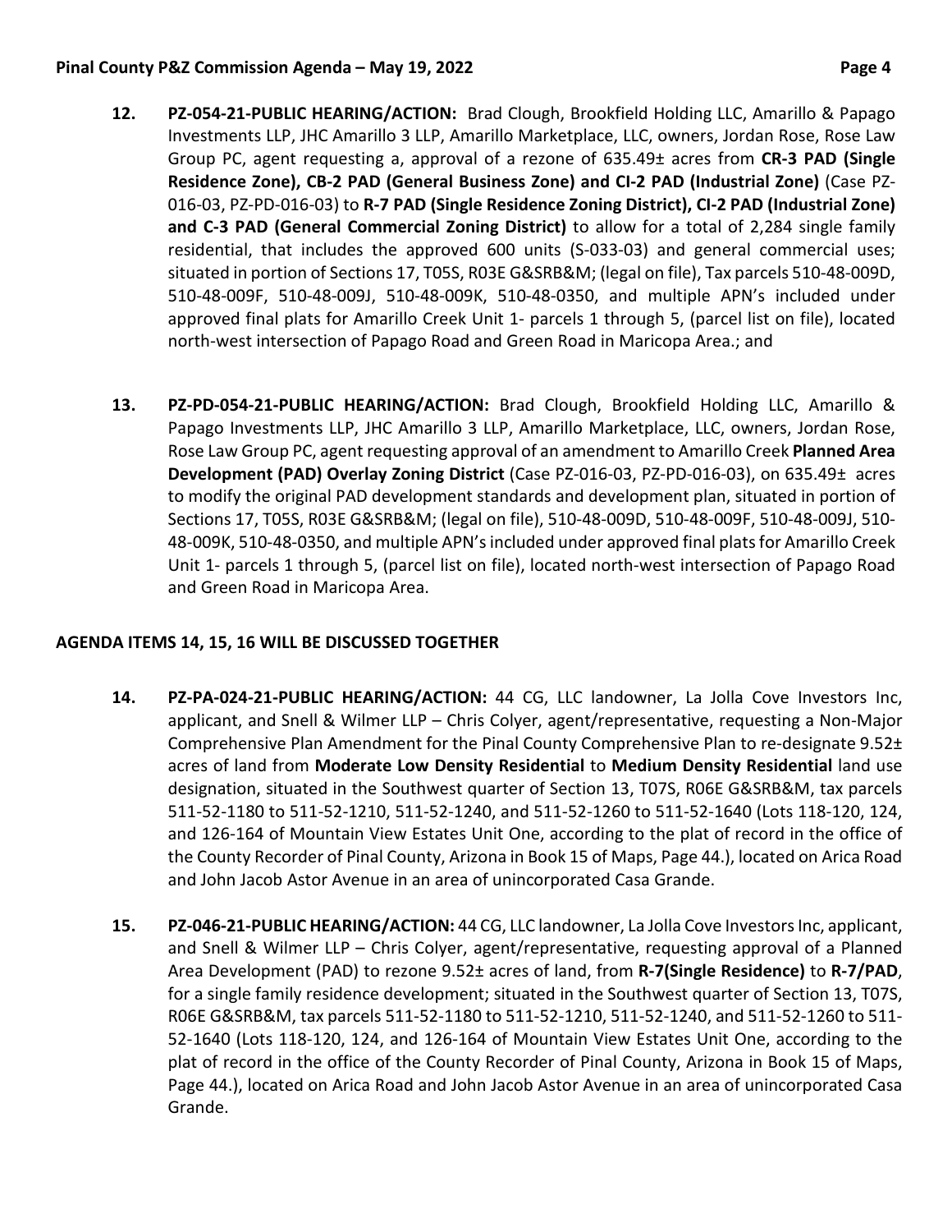12. **PZ-054-21-PUBLIC HEARING/ACTION:** Brad Clough, Brookfield Holding LLC, Amarillo & Papago Investments LLP, JHC Amarillo 3 LLP, Amarillo Marketplace, LLC, owners, Jordan Rose, Rose Law Group PC, agent requesting a, approval of a rezone of 635.49± acres from **CR-3 PAD (Single Residence Zone), CB-2 PAD (General Business Zone) and CI-2 PAD (Industrial Zone)** (Case PZ-016-03, PZ-PD-016-03) to **R-7 PAD (Single Residence Zoning District), CI-2 PAD (Industrial Zone) and C-3 PAD (General Commercial Zoning District)** to allow for a total of 2,284 single family residential, that includes the approved 600 units (S-033-03) and general commercial uses; situated in portion of Sections 17, T05S, R03E G&SRB&M; (legal on file), Tax parcels 510-48-009D, 510-48-009F, 510-48-009J, 510-48-009K, 510-48-0350, and multiple APN's included under approved final plats for Amarillo Creek Unit 1- parcels 1 through 5, (parcel list on file), located north-west intersection of Papago Road and Green Road in Maricopa Area.; and

13. **PZ-PD-054-21-PUBLIC HEARING/ACTION:** Brad Clough, Brookfield Holding LLC, Amarillo & Papago Investments LLP, JHC Amarillo 3 LLP, Amarillo Marketplace, LLC, owners, Jordan Rose, Rose Law Group PC, agent requesting approval of an amendment to Amarillo Creek **Planned Area Development (PAD) Overlay Zoning District** (Case PZ-016-03, PZ-PD-016-03), on 635.49± acres to modify the original PAD development standards and development plan, situated in portion of Sections 17, T05S, R03E G&SRB&M; (legal on file), 510-48-009D, 510-48-009F, 510-48-009J, 510-48-009K, 510-48-0350, and multiple APN's included under approved final plats for Amarillo Creek Unit 1- parcels 1 through 5, (parcel list on file), located north-west intersection of Papago Road and Green Road in Maricopa Area.

**AGENDA ITEMS 14, 15, 16 WILL BE DISCUSSED TOGETHER**

14. **PZ-PA-024-21-PUBLIC HEARING/ACTION:** 44 CG, LLC landowner, La Jolla Cove Investors Inc, applicant, and Snell & Wilmer LLP – Chris Colyer, agent/representative, requesting a Non-Major Comprehensive Plan Amendment for the Pinal County Comprehensive Plan to re-designate 9.52± acres of land from **Moderate Low Density Residential** to **Medium Density Residential** land use designation, situated in the Southwest quarter of Section 13, T07S, R06E G&SRB&M, tax parcels 511-52-1180 to 511-52-1210, 511-52-1240, and 511-52-1260 to 511-52-1640 (Lots 118-120, 124, and 126-164 of Mountain View Estates Unit One, according to the plat of record in the office of the County Recorder of Pinal County, Arizona in Book 15 of Maps, Page 44.), located on Arica Road and John Jacob Astor Avenue in an area of unincorporated Casa Grande.

15. **PZ-046-21-PUBLIC HEARING/ACTION:** 44 CG, LLC landowner, La Jolla Cove Investors Inc, applicant, and Snell & Wilmer LLP – Chris Colyer, agent/representative, requesting approval of a Planned Area Development (PAD) to rezone 9.52± acres of land, from **R-7(Single Residence)** to **R-7/PAD**, for a single family residence development; situated in the Southwest quarter of Section 13, T07S, R06E G&SRB&M, tax parcels 511-52-1180 to 511-52-1210, 511-52-1240, and 511-52-1260 to 511-52-1640 (Lots 118-120, 124, and 126-164 of Mountain View Estates Unit One, according to the plat of record in the office of the County Recorder of Pinal County, Arizona in Book 15 of Maps, Page 44.), located on Arica Road and John Jacob Astor Avenue in an area of unincorporated Casa Grande.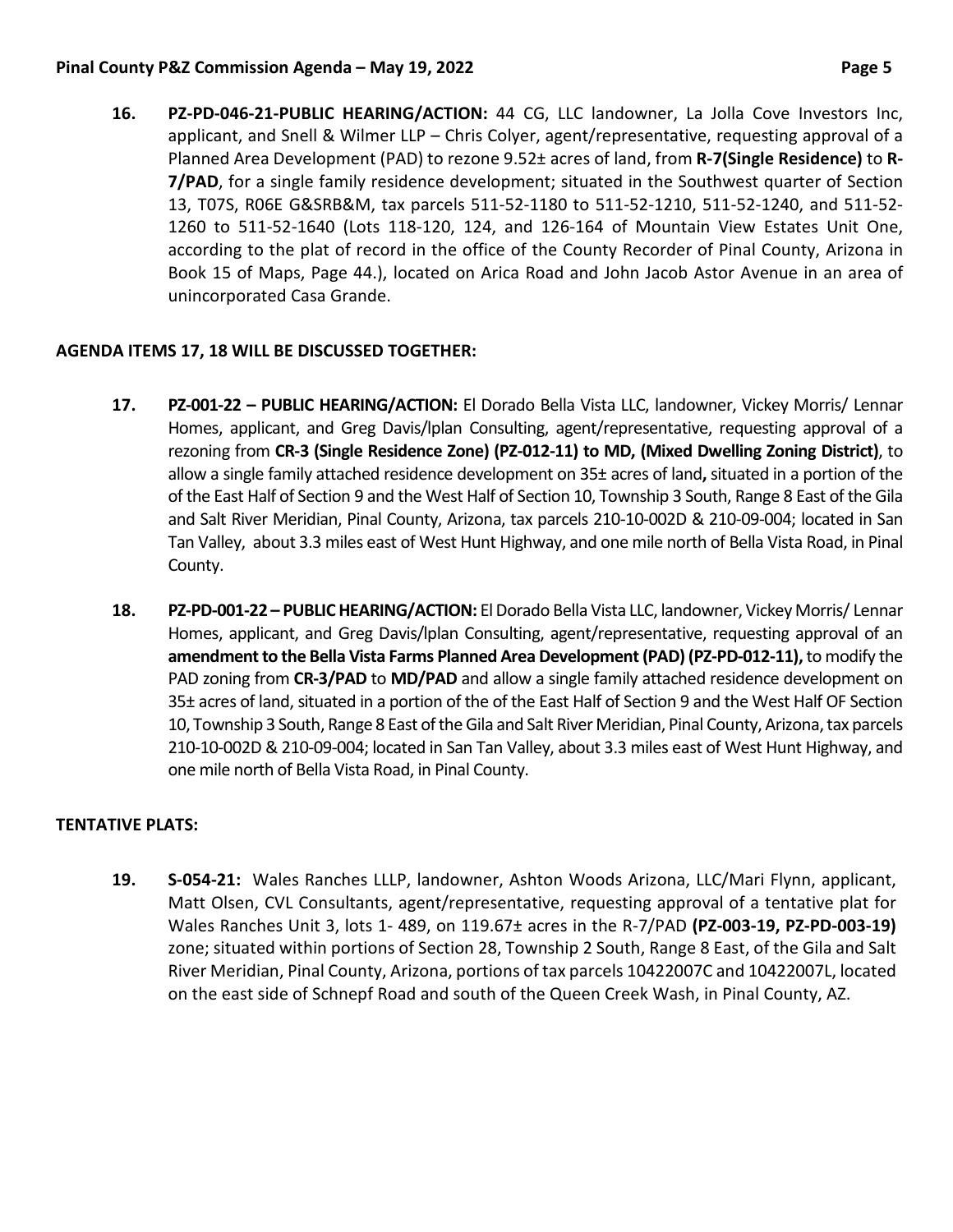16. **PZ-PD-046-21-PUBLIC HEARING/ACTION:** 44 CG, LLC landowner, La Jolla Cove Investors Inc, applicant, and Snell & Wilmer LLP – Chris Colyer, agent/representative, requesting approval of a Planned Area Development (PAD) to rezone 9.52± acres of land, from **R-7(Single Residence)** to **R-7/PAD**, for a single family residence development; situated in the Southwest quarter of Section 13, T07S, R06E G&SRB&M, tax parcels 511-52-1180 to 511-52-1210, 511-52-1240, and 511-52-1260 to 511-52-1640 (Lots 118-120, 124, and 126-164 of Mountain View Estates Unit One, according to the plat of record in the office of the County Recorder of Pinal County, Arizona in Book 15 of Maps, Page 44.), located on Arica Road and John Jacob Astor Avenue in an area of unincorporated Casa Grande.

**AGENDA ITEMS 17, 18 WILL BE DISCUSSED TOGETHER:**

17. **PZ-001-22 – PUBLIC HEARING/ACTION:** El Dorado Bella Vista LLC, landowner, Vickey Morris/ Lennar Homes, applicant, and Greg Davis/lplan Consulting, agent/representative, requesting approval of a rezoning from **CR-3 (Single Residence Zone) (PZ-012-11) to MD, (Mixed Dwelling Zoning District)**, to allow a single family attached residence development on 35± acres of land**,** situated in a portion of the of the East Half of Section 9 and the West Half of Section 10, Township 3 South, Range 8 East of the Gila and Salt River Meridian, Pinal County, Arizona, tax parcels 210-10-002D & 210-09-004; located in San Tan Valley, about 3.3 miles east of West Hunt Highway, and one mile north of Bella Vista Road, in Pinal County.

18. **PZ-PD-001-22 – PUBLIC HEARING/ACTION:** El Dorado Bella Vista LLC, landowner, Vickey Morris/ Lennar Homes, applicant, and Greg Davis/lplan Consulting, agent/representative, requesting approval of an **amendment to the Bella Vista Farms Planned Area Development (PAD) (PZ-PD-012-11),** to modify the PAD zoning from **CR-3/PAD** to **MD/PAD** and allow a single family attached residence development on 35± acres of land, situated in a portion of the of the East Half of Section 9 and the West Half OF Section 10, Township 3 South, Range 8 East of the Gila and Salt River Meridian, Pinal County, Arizona, tax parcels 210-10-002D & 210-09-004; located in San Tan Valley, about 3.3 miles east of West Hunt Highway, and one mile north of Bella Vista Road, in Pinal County.

**TENTATIVE PLATS:**

19. **S-054-21:** Wales Ranches LLLP, landowner, Ashton Woods Arizona, LLC/Mari Flynn, applicant, Matt Olsen, CVL Consultants, agent/representative, requesting approval of a tentative plat for Wales Ranches Unit 3, lots 1- 489, on 119.67± acres in the R-7/PAD **(PZ-003-19, PZ-PD-003-19)** zone; situated within portions of Section 28, Township 2 South, Range 8 East, of the Gila and Salt River Meridian, Pinal County, Arizona, portions of tax parcels 10422007C and 10422007L, located on the east side of Schnepf Road and south of the Queen Creek Wash, in Pinal County, AZ.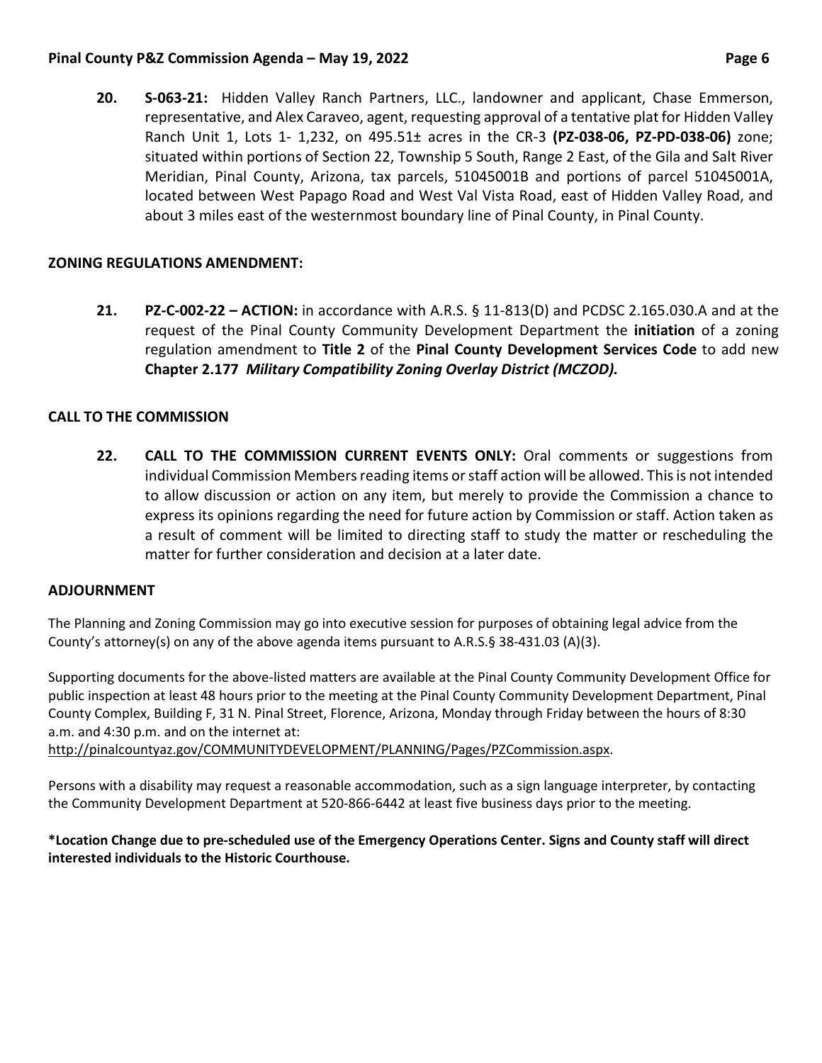**20.** **S-063-21:** Hidden Valley Ranch Partners, LLC., landowner and applicant, Chase Emmerson, representative, and Alex Caraveo, agent, requesting approval of a tentative plat for Hidden Valley Ranch Unit 1, Lots 1- 1,232, on 495.51± acres in the CR-3 **(PZ-038-06, PZ-PD-038-06)** zone; situated within portions of Section 22, Township 5 South, Range 2 East, of the Gila and Salt River Meridian, Pinal County, Arizona, tax parcels, 51045001B and portions of parcel 51045001A, located between West Papago Road and West Val Vista Road, east of Hidden Valley Road, and about 3 miles east of the westernmost boundary line of Pinal County, in Pinal County.

## ZONING REGULATIONS AMENDMENT:

**21.** **PZ-C-002-22 – ACTION:** in accordance with A.R.S. § 11-813(D) and PCDSC 2.165.030.A and at the request of the Pinal County Community Development Department the **initiation** of a zoning regulation amendment to **Title 2** of the **Pinal County Development Services Code** to add new **Chapter 2.177** ***Military Compatibility Zoning Overlay District (MCZOD).***

## CALL TO THE COMMISSION

**22.** **CALL TO THE COMMISSION CURRENT EVENTS ONLY:** Oral comments or suggestions from individual Commission Members reading items or staff action will be allowed. This is not intended to allow discussion or action on any item, but merely to provide the Commission a chance to express its opinions regarding the need for future action by Commission or staff. Action taken as a result of comment will be limited to directing staff to study the matter or rescheduling the matter for further consideration and decision at a later date.

## ADJOURNMENT

The Planning and Zoning Commission may go into executive session for purposes of obtaining legal advice from the County's attorney(s) on any of the above agenda items pursuant to A.R.S.§ 38-431.03 (A)(3).

Supporting documents for the above-listed matters are available at the Pinal County Community Development Office for public inspection at least 48 hours prior to the meeting at the Pinal County Community Development Department, Pinal County Complex, Building F, 31 N. Pinal Street, Florence, Arizona, Monday through Friday between the hours of 8:30 a.m. and 4:30 p.m. and on the internet at: http://pinalcountyaz.gov/COMMUNITYDEVELOPMENT/PLANNING/Pages/PZCommission.aspx.

Persons with a disability may request a reasonable accommodation, such as a sign language interpreter, by contacting the Community Development Department at 520-866-6442 at least five business days prior to the meeting.

**\*Location Change due to pre-scheduled use of the Emergency Operations Center. Signs and County staff will direct interested individuals to the Historic Courthouse.**